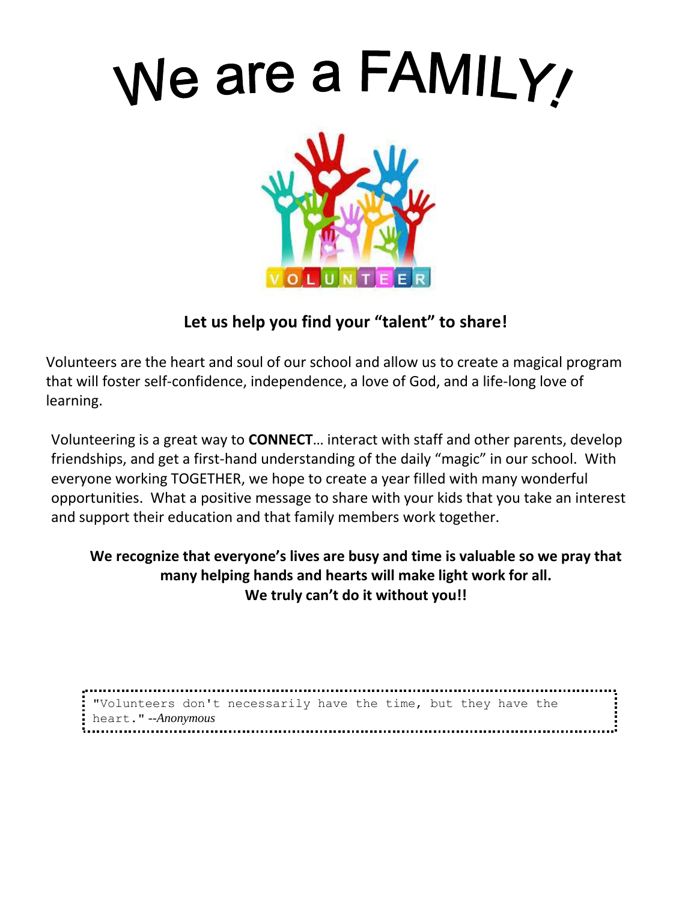# We are a FAMILY!

**Let us help you find your "talent" to share!**

Volunteers are the heart and soul of our school and allow us to create a magical program that will foster self-confidence, independence, a love of God, and a life-long love of learning.

Volunteering is a great way to **CONNECT**… interact with staff and other parents, develop friendships, and get a first-hand understanding of the daily "magic" in our school. With everyone working TOGETHER, we hope to create a year filled with many wonderful opportunities. What a positive message to share with your kids that you take an interest and support their education and that family members work together.

**We recognize that everyone's lives are busy and time is valuable so we pray that many helping hands and hearts will make light work for all.**
**We truly can't do it without you!!**

"Volunteers don't necessarily have the time, but they have the heart." --*Anonymous*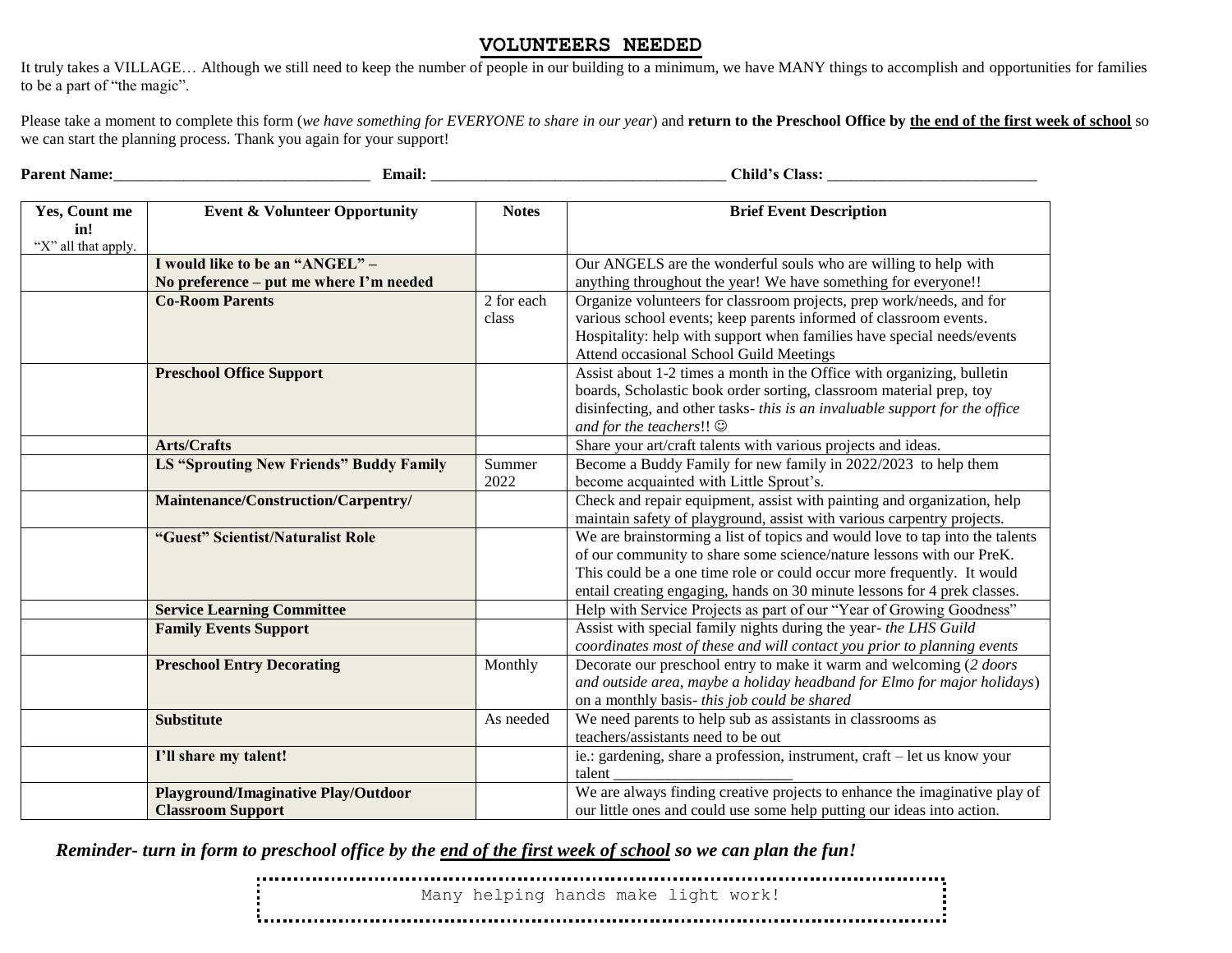# VOLUNTEERS NEEDED

It truly takes a VILLAGE… Although we still need to keep the number of people in our building to a minimum, we have MANY things to accomplish and opportunities for families to be a part of "the magic".

Please take a moment to complete this form (*we have something for EVERYONE to share in our year*) and **return to the Preschool Office by <u>the end of the first week of school</u>** so we can start the planning process. Thank you again for your support!

**Parent Name:**_________________________________ **Email:** ______________________________________ **Child's Class:** ___________________________

| **Yes, Count me in!** "X" all that apply. | **Event & Volunteer Opportunity** | **Notes** | **Brief Event Description** |
|---|---|---|---|
| | **I would like to be an "ANGEL" – No preference – put me where I'm needed** | | Our ANGELS are the wonderful souls who are willing to help with anything throughout the year! We have something for everyone!! |
| | **Co-Room Parents** | 2 for each class | Organize volunteers for classroom projects, prep work/needs, and for various school events; keep parents informed of classroom events. Hospitality: help with support when families have special needs/events Attend occasional School Guild Meetings |
| | **Preschool Office Support** | | Assist about 1-2 times a month in the Office with organizing, bulletin boards, Scholastic book order sorting, classroom material prep, toy disinfecting, and other tasks- *this is an invaluable support for the office and for the teachers*!! ☺ |
| | **Arts/Crafts** | | Share your art/craft talents with various projects and ideas. |
| | **LS "Sprouting New Friends" Buddy Family** | Summer 2022 | Become a Buddy Family for new family in 2022/2023 to help them become acquainted with Little Sprout's. |
| | **Maintenance/Construction/Carpentry/** | | Check and repair equipment, assist with painting and organization, help maintain safety of playground, assist with various carpentry projects. |
| | **"Guest" Scientist/Naturalist Role** | | We are brainstorming a list of topics and would love to tap into the talents of our community to share some science/nature lessons with our PreK. This could be a one time role or could occur more frequently. It would entail creating engaging, hands on 30 minute lessons for 4 prek classes. |
| | **Service Learning Committee** | | Help with Service Projects as part of our "Year of Growing Goodness" |
| | **Family Events Support** | | Assist with special family nights during the year- *the LHS Guild coordinates most of these and will contact you prior to planning events* |
| | **Preschool Entry Decorating** | Monthly | Decorate our preschool entry to make it warm and welcoming (*2 doors and outside area, maybe a holiday headband for Elmo for major holidays*) on a monthly basis- *this job could be shared* |
| | **Substitute** | As needed | We need parents to help sub as assistants in classrooms as teachers/assistants need to be out |
| | **I'll share my talent!** | | ie.: gardening, share a profession, instrument, craft – let us know your talent ______________________ |
| | **Playground/Imaginative Play/Outdoor Classroom Support** | | We are always finding creative projects to enhance the imaginative play of our little ones and could use some help putting our ideas into action. |

***Reminder- turn in form to preschool office by the <u>end of the first week of school</u> so we can plan the fun!***

Many helping hands make light work!